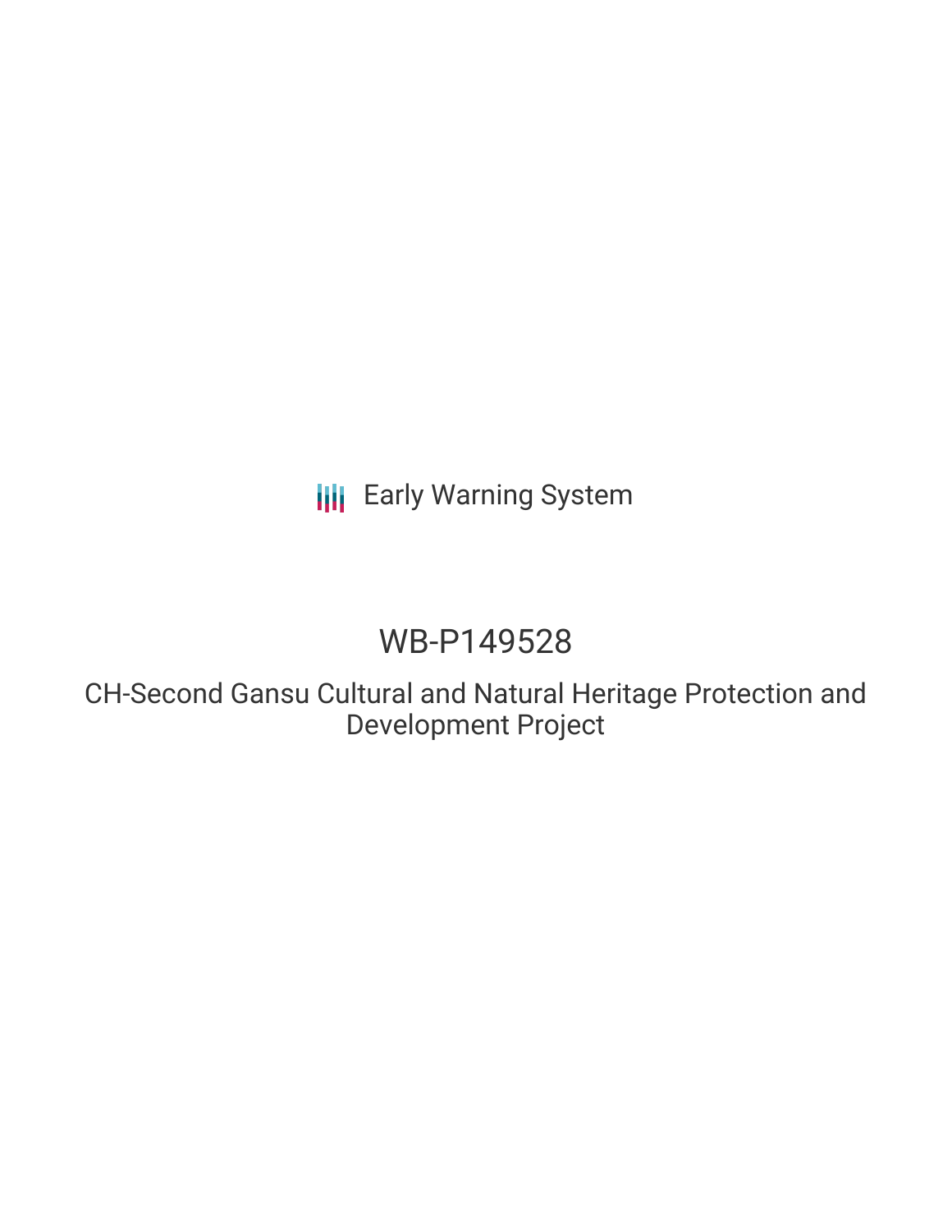Early Warning System

# WB-P149528

## CH-Second Gansu Cultural and Natural Heritage Protection and Development Project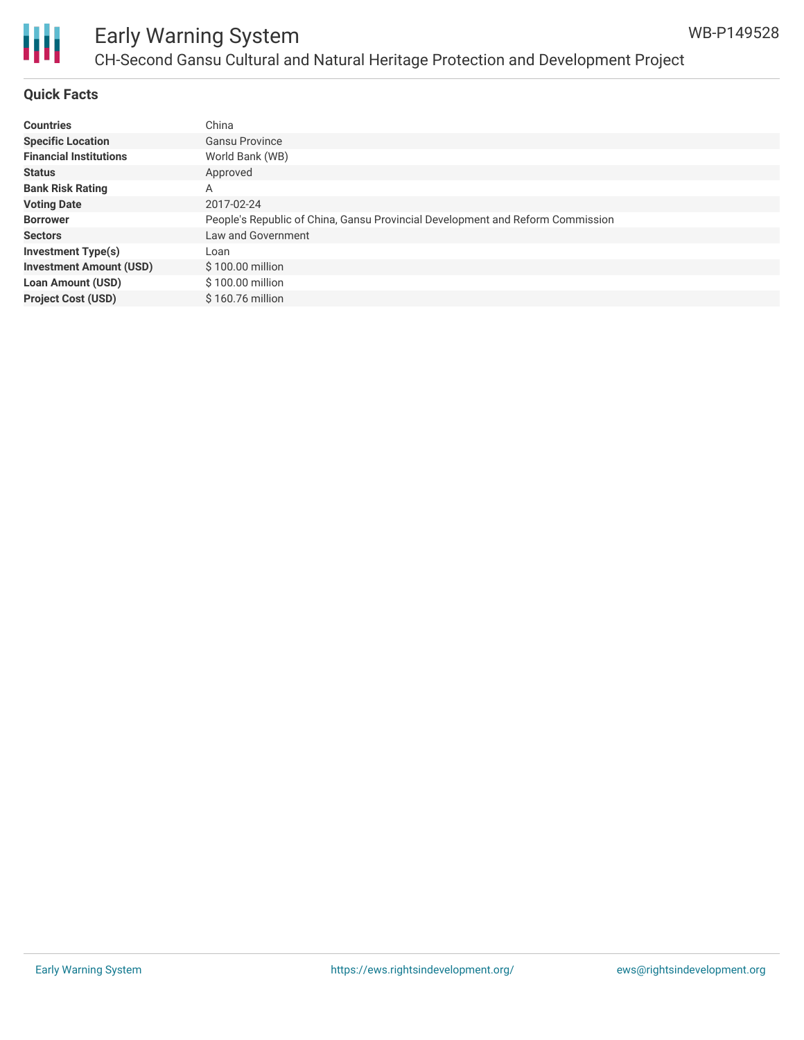## Quick Facts

| | |
|---|---|
| **Countries** | China |
| **Specific Location** | Gansu Province |
| **Financial Institutions** | World Bank (WB) |
| **Status** | Approved |
| **Bank Risk Rating** | A |
| **Voting Date** | 2017-02-24 |
| **Borrower** | People's Republic of China, Gansu Provincial Development and Reform Commission |
| **Sectors** | Law and Government |
| **Investment Type(s)** | Loan |
| **Investment Amount (USD)** | $ 100.00 million |
| **Loan Amount (USD)** | $ 100.00 million |
| **Project Cost (USD)** | $ 160.76 million |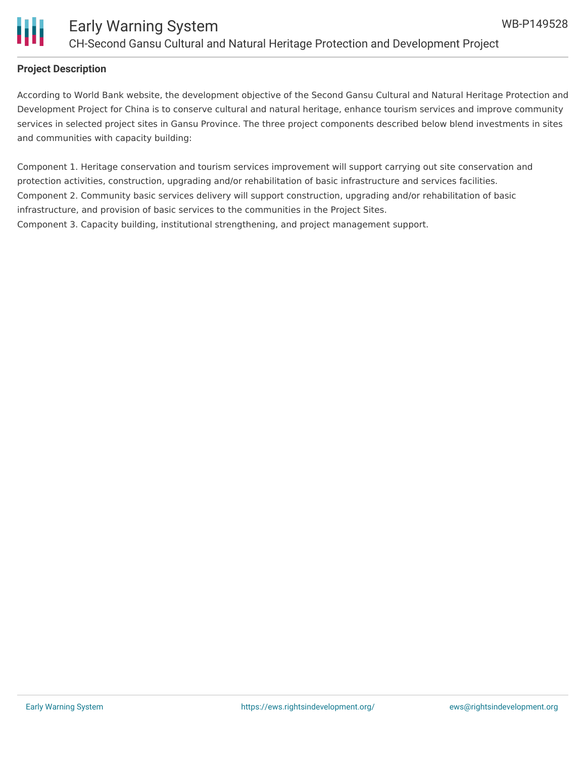## Project Description

According to World Bank website, the development objective of the Second Gansu Cultural and Natural Heritage Protection and Development Project for China is to conserve cultural and natural heritage, enhance tourism services and improve community services in selected project sites in Gansu Province. The three project components described below blend investments in sites and communities with capacity building:

Component 1. Heritage conservation and tourism services improvement will support carrying out site conservation and protection activities, construction, upgrading and/or rehabilitation of basic infrastructure and services facilities.
Component 2. Community basic services delivery will support construction, upgrading and/or rehabilitation of basic infrastructure, and provision of basic services to the communities in the Project Sites.
Component 3. Capacity building, institutional strengthening, and project management support.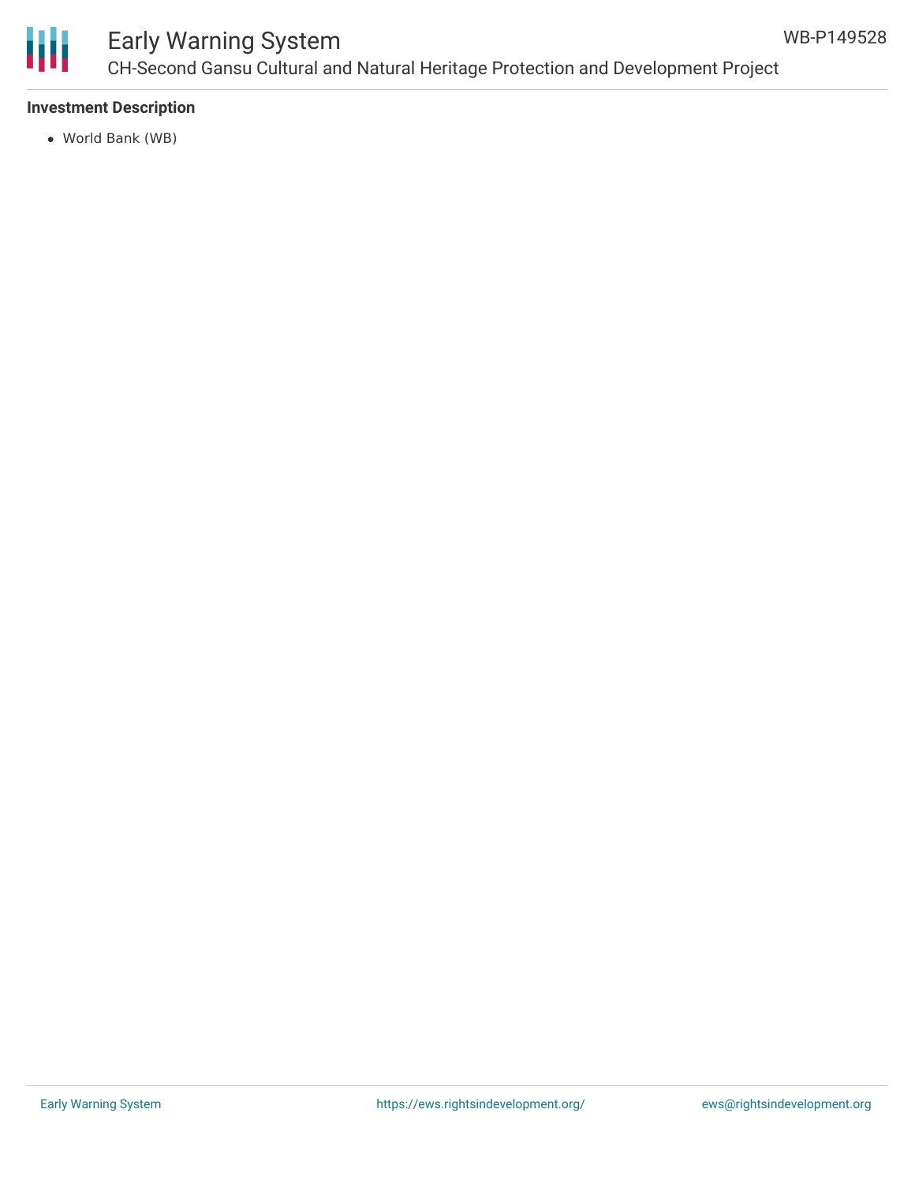### Investment Description

- World Bank (WB)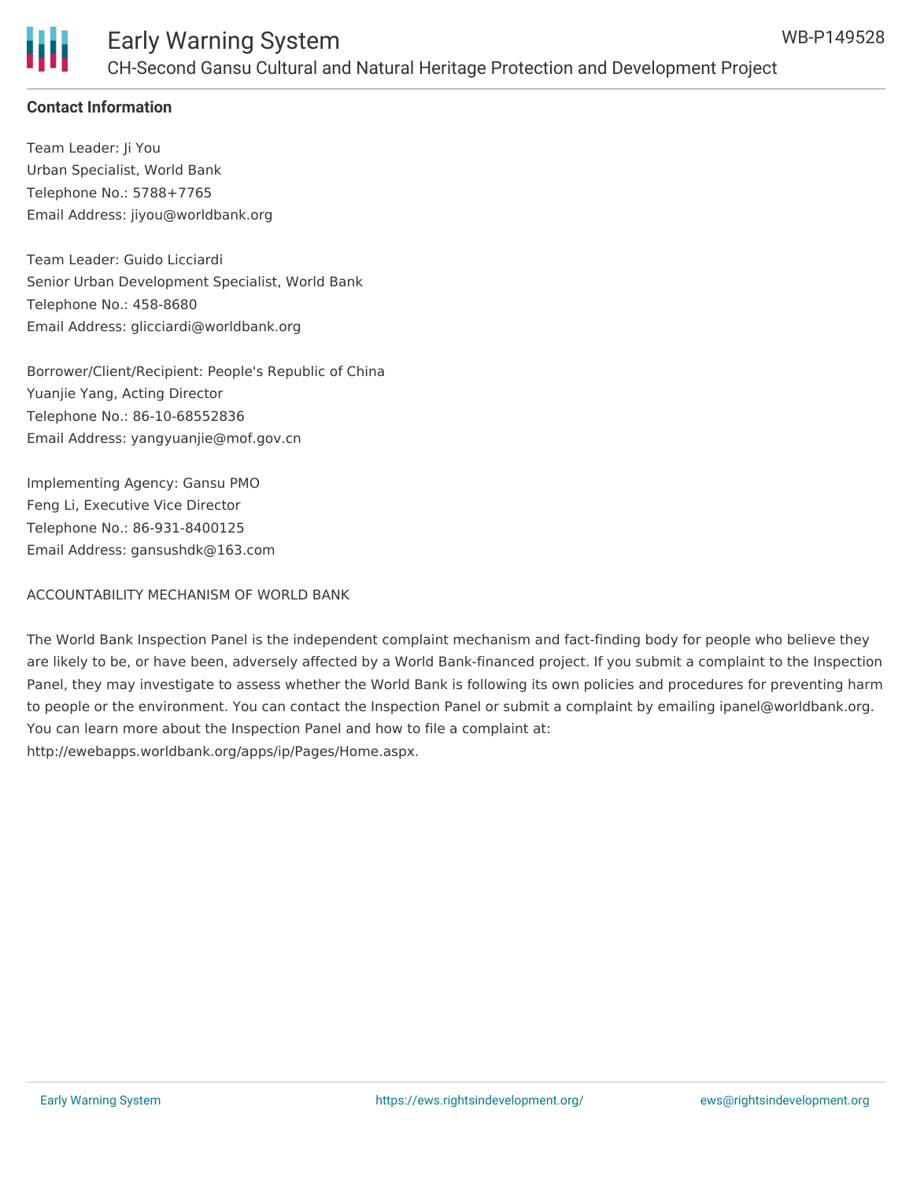## Contact Information

Team Leader: Ji You
Urban Specialist, World Bank
Telephone No.: 5788+7765
Email Address: jiyou@worldbank.org

Team Leader: Guido Licciardi
Senior Urban Development Specialist, World Bank
Telephone No.: 458-8680
Email Address: glicciardi@worldbank.org

Borrower/Client/Recipient: People's Republic of China
Yuanjie Yang, Acting Director
Telephone No.: 86-10-68552836
Email Address: yangyuanjie@mof.gov.cn

Implementing Agency: Gansu PMO
Feng Li, Executive Vice Director
Telephone No.: 86-931-8400125
Email Address: gansushdk@163.com

ACCOUNTABILITY MECHANISM OF WORLD BANK

The World Bank Inspection Panel is the independent complaint mechanism and fact-finding body for people who believe they are likely to be, or have been, adversely affected by a World Bank-financed project. If you submit a complaint to the Inspection Panel, they may investigate to assess whether the World Bank is following its own policies and procedures for preventing harm to people or the environment. You can contact the Inspection Panel or submit a complaint by emailing ipanel@worldbank.org. You can learn more about the Inspection Panel and how to file a complaint at: http://ewebapps.worldbank.org/apps/ip/Pages/Home.aspx.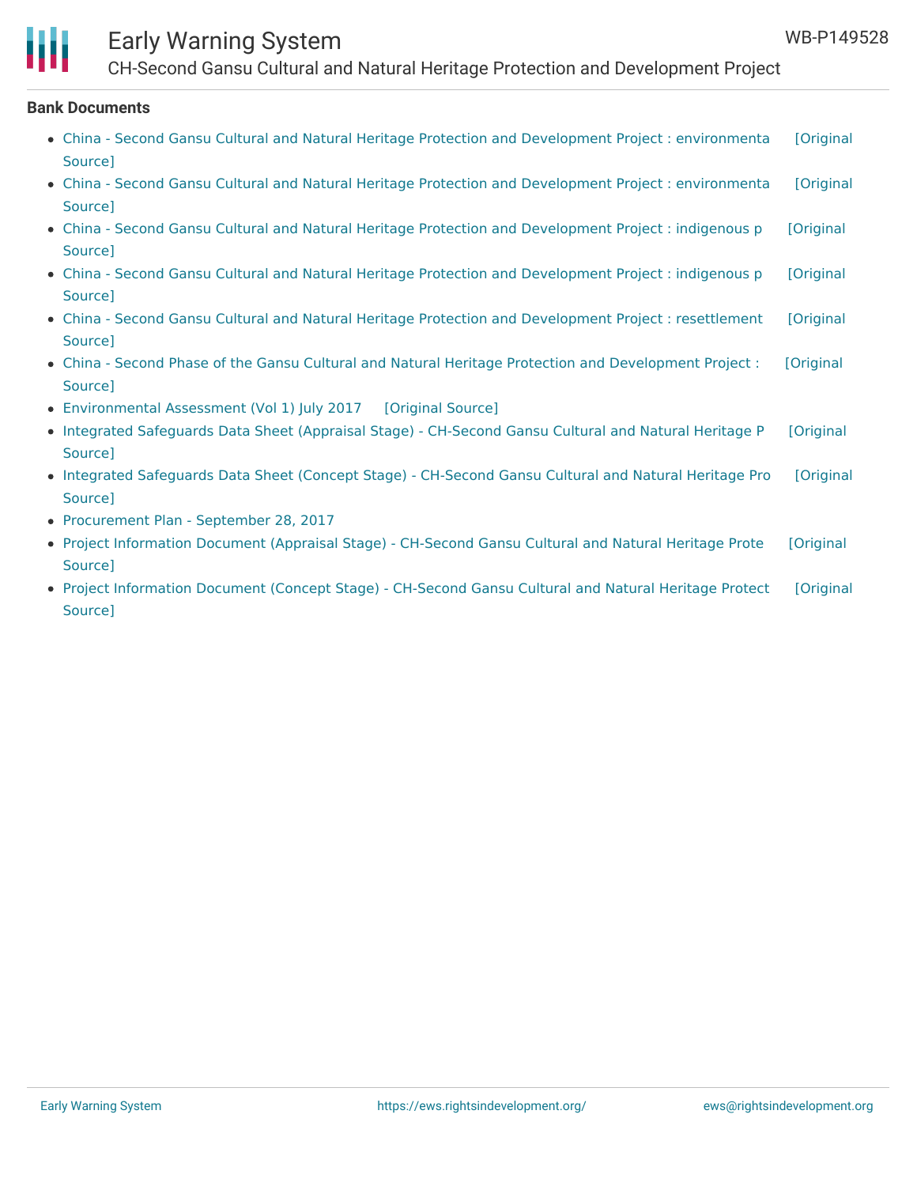**Bank Documents**

- China - Second Gansu Cultural and Natural Heritage Protection and Development Project : environmenta [Original Source]
- China - Second Gansu Cultural and Natural Heritage Protection and Development Project : environmenta [Original Source]
- China - Second Gansu Cultural and Natural Heritage Protection and Development Project : indigenous p [Original Source]
- China - Second Gansu Cultural and Natural Heritage Protection and Development Project : indigenous p [Original Source]
- China - Second Gansu Cultural and Natural Heritage Protection and Development Project : resettlement [Original Source]
- China - Second Phase of the Gansu Cultural and Natural Heritage Protection and Development Project : [Original Source]
- Environmental Assessment (Vol 1) July 2017 [Original Source]
- Integrated Safeguards Data Sheet (Appraisal Stage) - CH-Second Gansu Cultural and Natural Heritage P [Original Source]
- Integrated Safeguards Data Sheet (Concept Stage) - CH-Second Gansu Cultural and Natural Heritage Pro [Original Source]
- Procurement Plan - September 28, 2017
- Project Information Document (Appraisal Stage) - CH-Second Gansu Cultural and Natural Heritage Prote [Original Source]
- Project Information Document (Concept Stage) - CH-Second Gansu Cultural and Natural Heritage Protect [Original Source]